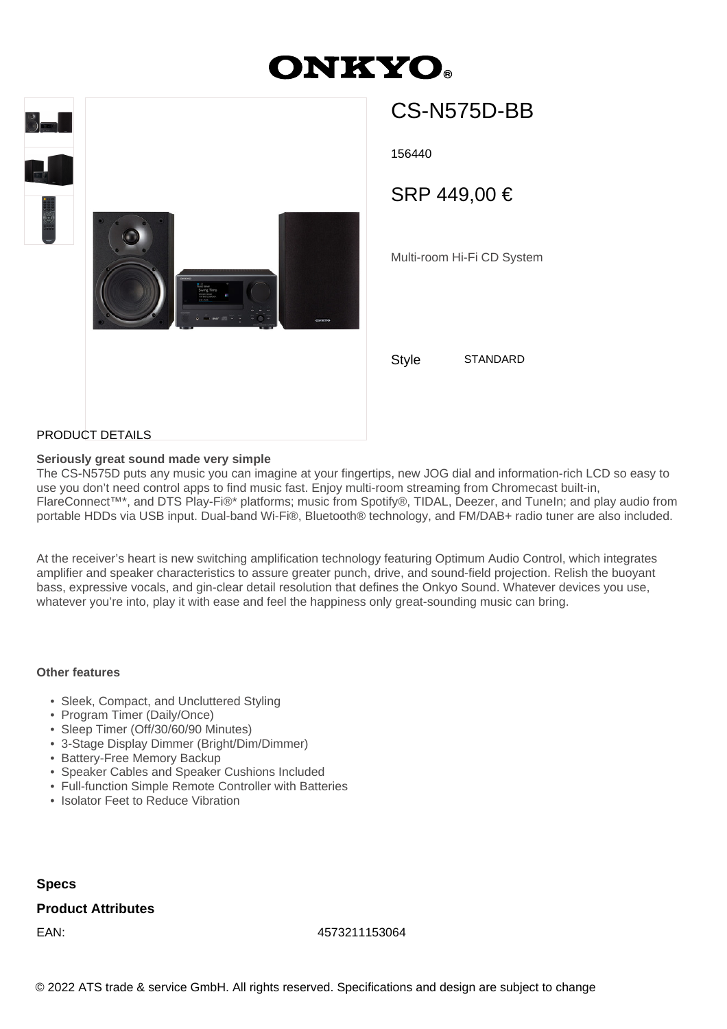# ONKYO

## CS-N575D-BB

156440

SRP 449,00 €

Multi-room Hi-Fi CD System

Style STANDARD

PRODUCT DETAILS

**Seriously great sound made very simple**
The CS-N575D puts any music you can imagine at your fingertips, new JOG dial and information-rich LCD so easy to use you don't need control apps to find music fast. Enjoy multi-room streaming from Chromecast built-in, FlareConnect™*, and DTS Play-Fi®* platforms; music from Spotify®, TIDAL, Deezer, and TuneIn; and play audio from portable HDDs via USB input. Dual-band Wi-Fi®, Bluetooth® technology, and FM/DAB+ radio tuner are also included.

At the receiver's heart is new switching amplification technology featuring Optimum Audio Control, which integrates amplifier and speaker characteristics to assure greater punch, drive, and sound-field projection. Relish the buoyant bass, expressive vocals, and gin-clear detail resolution that defines the Onkyo Sound. Whatever devices you use, whatever you're into, play it with ease and feel the happiness only great-sounding music can bring.

**Other features**

- Sleek, Compact, and Uncluttered Styling
- Program Timer (Daily/Once)
- Sleep Timer (Off/30/60/90 Minutes)
- 3-Stage Display Dimmer (Bright/Dim/Dimmer)
- Battery-Free Memory Backup
- Speaker Cables and Speaker Cushions Included
- Full-function Simple Remote Controller with Batteries
- Isolator Feet to Reduce Vibration

**Specs**

**Product Attributes**

| | |
|---|---|
| EAN: | 4573211153064 |

© 2022 ATS trade & service GmbH. All rights reserved. Specifications and design are subject to change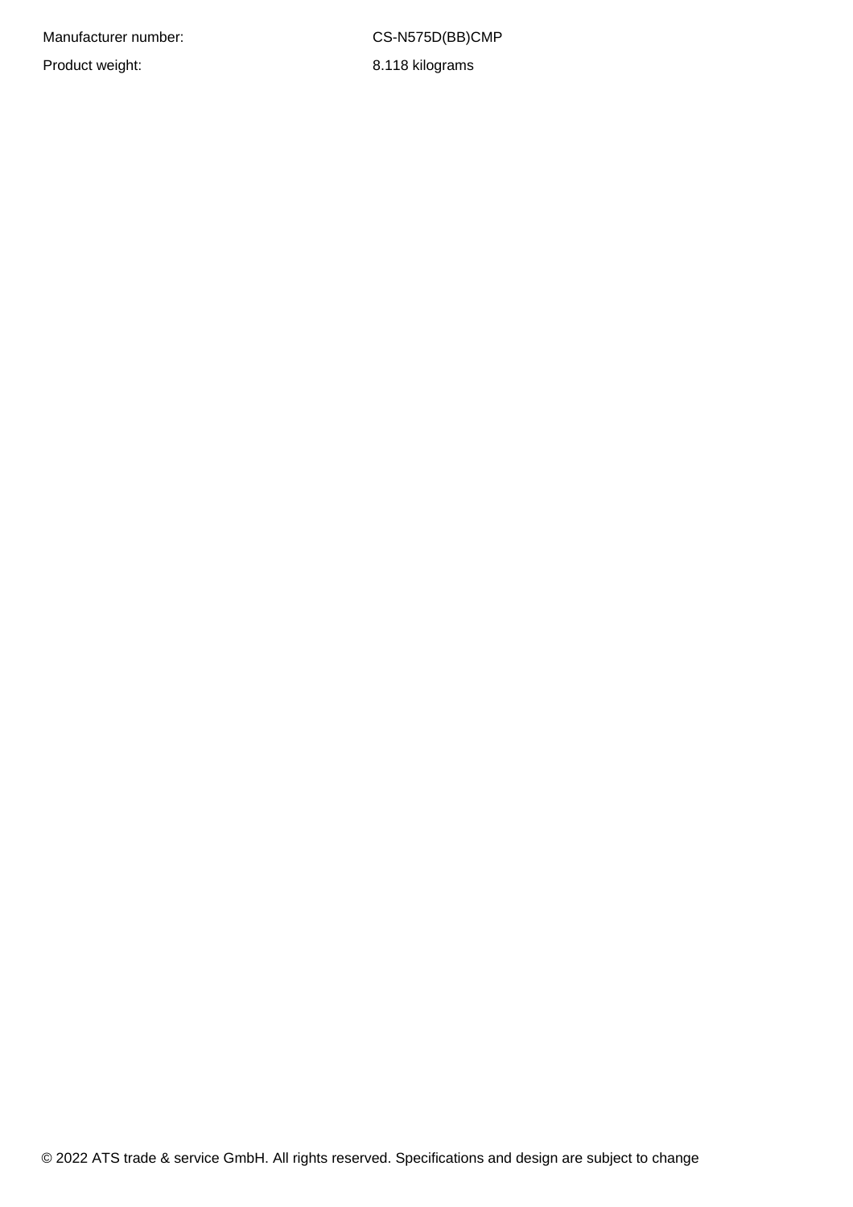| | |
|---|---|
| Manufacturer number: | CS-N575D(BB)CMP |
| Product weight: | 8.118 kilograms |

© 2022 ATS trade & service GmbH. All rights reserved. Specifications and design are subject to change